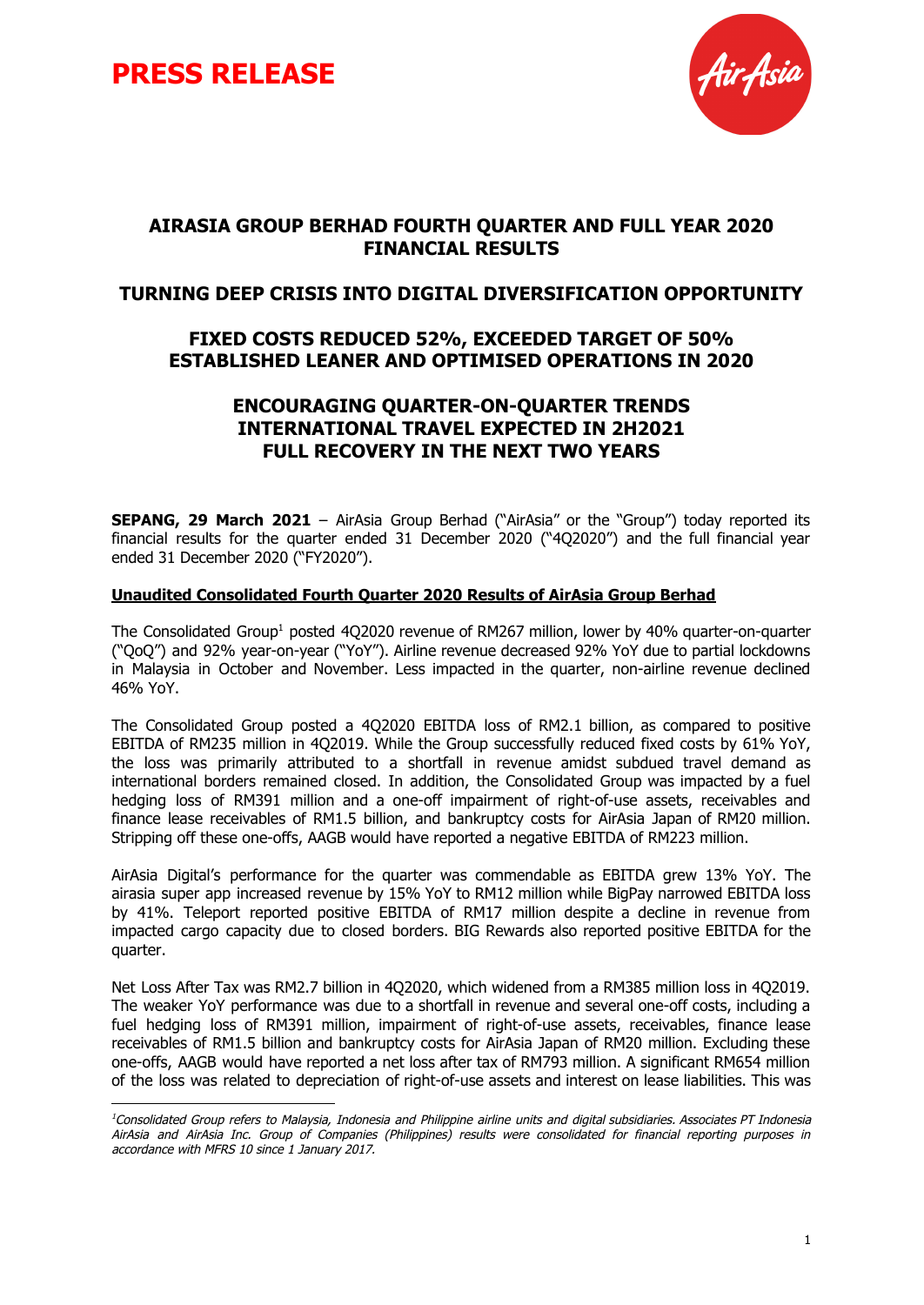**PRESS RELEASE**

# AIRASIA GROUP BERHAD FOURTH QUARTER AND FULL YEAR 2020 FINANCIAL RESULTS

## TURNING DEEP CRISIS INTO DIGITAL DIVERSIFICATION OPPORTUNITY

## FIXED COSTS REDUCED 52%, EXCEEDED TARGET OF 50% ESTABLISHED LEANER AND OPTIMISED OPERATIONS IN 2020

## ENCOURAGING QUARTER-ON-QUARTER TRENDS INTERNATIONAL TRAVEL EXPECTED IN 2H2021 FULL RECOVERY IN THE NEXT TWO YEARS

**SEPANG, 29 March 2021** – AirAsia Group Berhad ("AirAsia" or the "Group") today reported its financial results for the quarter ended 31 December 2020 ("4Q2020") and the full financial year ended 31 December 2020 ("FY2020").

**Unaudited Consolidated Fourth Quarter 2020 Results of AirAsia Group Berhad**

The Consolidated Group[1] posted 4Q2020 revenue of RM267 million, lower by 40% quarter-on-quarter ("QoQ") and 92% year-on-year ("YoY"). Airline revenue decreased 92% YoY due to partial lockdowns in Malaysia in October and November. Less impacted in the quarter, non-airline revenue declined 46% YoY.

The Consolidated Group posted a 4Q2020 EBITDA loss of RM2.1 billion, as compared to positive EBITDA of RM235 million in 4Q2019. While the Group successfully reduced fixed costs by 61% YoY, the loss was primarily attributed to a shortfall in revenue amidst subdued travel demand as international borders remained closed. In addition, the Consolidated Group was impacted by a fuel hedging loss of RM391 million and a one-off impairment of right-of-use assets, receivables and finance lease receivables of RM1.5 billion, and bankruptcy costs for AirAsia Japan of RM20 million. Stripping off these one-offs, AAGB would have reported a negative EBITDA of RM223 million.

AirAsia Digital's performance for the quarter was commendable as EBITDA grew 13% YoY. The airasia super app increased revenue by 15% YoY to RM12 million while BigPay narrowed EBITDA loss by 41%. Teleport reported positive EBITDA of RM17 million despite a decline in revenue from impacted cargo capacity due to closed borders. BIG Rewards also reported positive EBITDA for the quarter.

Net Loss After Tax was RM2.7 billion in 4Q2020, which widened from a RM385 million loss in 4Q2019. The weaker YoY performance was due to a shortfall in revenue and several one-off costs, including a fuel hedging loss of RM391 million, impairment of right-of-use assets, receivables, finance lease receivables of RM1.5 billion and bankruptcy costs for AirAsia Japan of RM20 million. Excluding these one-offs, AAGB would have reported a net loss after tax of RM793 million. A significant RM654 million of the loss was related to depreciation of right-of-use assets and interest on lease liabilities. This was

---

*[1] Consolidated Group refers to Malaysia, Indonesia and Philippine airline units and digital subsidiaries. Associates PT Indonesia AirAsia and AirAsia Inc. Group of Companies (Philippines) results were consolidated for financial reporting purposes in accordance with MFRS 10 since 1 January 2017.*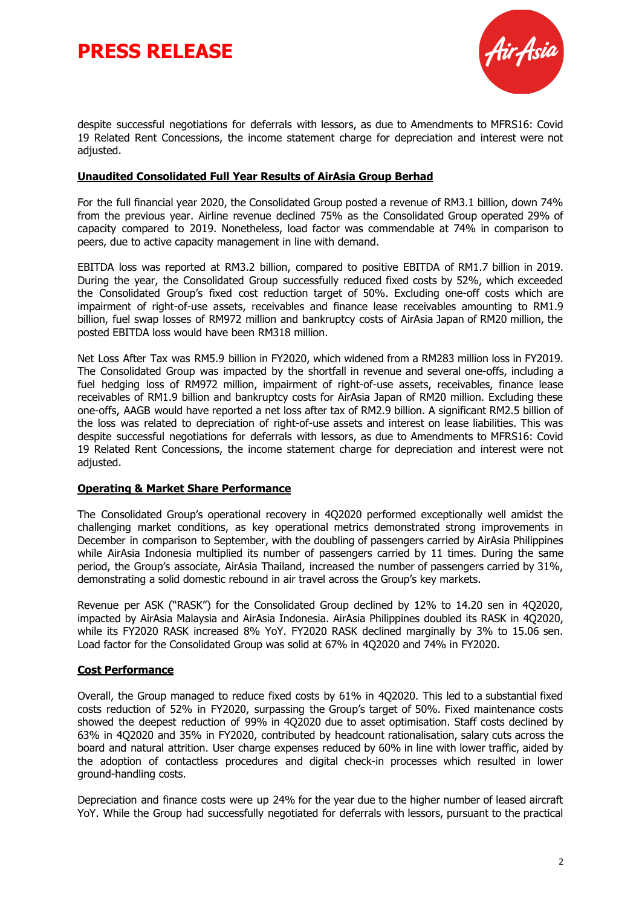despite successful negotiations for deferrals with lessors, as due to Amendments to MFRS16: Covid 19 Related Rent Concessions, the income statement charge for depreciation and interest were not adjusted.

## Unaudited Consolidated Full Year Results of AirAsia Group Berhad

For the full financial year 2020, the Consolidated Group posted a revenue of RM3.1 billion, down 74% from the previous year. Airline revenue declined 75% as the Consolidated Group operated 29% of capacity compared to 2019. Nonetheless, load factor was commendable at 74% in comparison to peers, due to active capacity management in line with demand.

EBITDA loss was reported at RM3.2 billion, compared to positive EBITDA of RM1.7 billion in 2019. During the year, the Consolidated Group successfully reduced fixed costs by 52%, which exceeded the Consolidated Group's fixed cost reduction target of 50%. Excluding one-off costs which are impairment of right-of-use assets, receivables and finance lease receivables amounting to RM1.9 billion, fuel swap losses of RM972 million and bankruptcy costs of AirAsia Japan of RM20 million, the posted EBITDA loss would have been RM318 million.

Net Loss After Tax was RM5.9 billion in FY2020, which widened from a RM283 million loss in FY2019. The Consolidated Group was impacted by the shortfall in revenue and several one-offs, including a fuel hedging loss of RM972 million, impairment of right-of-use assets, receivables, finance lease receivables of RM1.9 billion and bankruptcy costs for AirAsia Japan of RM20 million. Excluding these one-offs, AAGB would have reported a net loss after tax of RM2.9 billion. A significant RM2.5 billion of the loss was related to depreciation of right-of-use assets and interest on lease liabilities. This was despite successful negotiations for deferrals with lessors, as due to Amendments to MFRS16: Covid 19 Related Rent Concessions, the income statement charge for depreciation and interest were not adjusted.

## Operating & Market Share Performance

The Consolidated Group's operational recovery in 4Q2020 performed exceptionally well amidst the challenging market conditions, as key operational metrics demonstrated strong improvements in December in comparison to September, with the doubling of passengers carried by AirAsia Philippines while AirAsia Indonesia multiplied its number of passengers carried by 11 times. During the same period, the Group's associate, AirAsia Thailand, increased the number of passengers carried by 31%, demonstrating a solid domestic rebound in air travel across the Group's key markets.

Revenue per ASK ("RASK") for the Consolidated Group declined by 12% to 14.20 sen in 4Q2020, impacted by AirAsia Malaysia and AirAsia Indonesia. AirAsia Philippines doubled its RASK in 4Q2020, while its FY2020 RASK increased 8% YoY. FY2020 RASK declined marginally by 3% to 15.06 sen. Load factor for the Consolidated Group was solid at 67% in 4Q2020 and 74% in FY2020.

## Cost Performance

Overall, the Group managed to reduce fixed costs by 61% in 4Q2020. This led to a substantial fixed costs reduction of 52% in FY2020, surpassing the Group's target of 50%. Fixed maintenance costs showed the deepest reduction of 99% in 4Q2020 due to asset optimisation. Staff costs declined by 63% in 4Q2020 and 35% in FY2020, contributed by headcount rationalisation, salary cuts across the board and natural attrition. User charge expenses reduced by 60% in line with lower traffic, aided by the adoption of contactless procedures and digital check-in processes which resulted in lower ground-handling costs.

Depreciation and finance costs were up 24% for the year due to the higher number of leased aircraft YoY. While the Group had successfully negotiated for deferrals with lessors, pursuant to the practical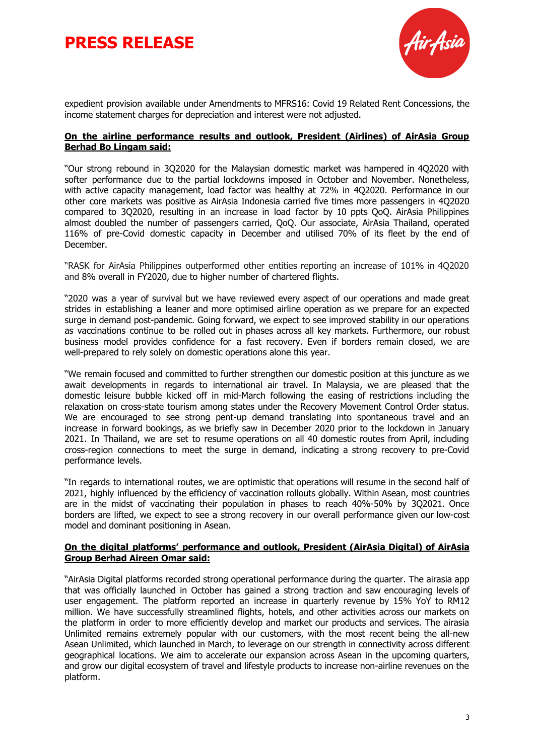expedient provision available under Amendments to MFRS16: Covid 19 Related Rent Concessions, the income statement charges for depreciation and interest were not adjusted.

**On the airline performance results and outlook, President (Airlines) of AirAsia Group Berhad Bo Lingam said:**

"Our strong rebound in 3Q2020 for the Malaysian domestic market was hampered in 4Q2020 with softer performance due to the partial lockdowns imposed in October and November. Nonetheless, with active capacity management, load factor was healthy at 72% in 4Q2020. Performance in our other core markets was positive as AirAsia Indonesia carried five times more passengers in 4Q2020 compared to 3Q2020, resulting in an increase in load factor by 10 ppts QoQ. AirAsia Philippines almost doubled the number of passengers carried, QoQ. Our associate, AirAsia Thailand, operated 116% of pre-Covid domestic capacity in December and utilised 70% of its fleet by the end of December.

"RASK for AirAsia Philippines outperformed other entities reporting an increase of 101% in 4Q2020 and 8% overall in FY2020, due to higher number of chartered flights.

"2020 was a year of survival but we have reviewed every aspect of our operations and made great strides in establishing a leaner and more optimised airline operation as we prepare for an expected surge in demand post-pandemic. Going forward, we expect to see improved stability in our operations as vaccinations continue to be rolled out in phases across all key markets. Furthermore, our robust business model provides confidence for a fast recovery. Even if borders remain closed, we are well-prepared to rely solely on domestic operations alone this year.

"We remain focused and committed to further strengthen our domestic position at this juncture as we await developments in regards to international air travel. In Malaysia, we are pleased that the domestic leisure bubble kicked off in mid-March following the easing of restrictions including the relaxation on cross-state tourism among states under the Recovery Movement Control Order status. We are encouraged to see strong pent-up demand translating into spontaneous travel and an increase in forward bookings, as we briefly saw in December 2020 prior to the lockdown in January 2021. In Thailand, we are set to resume operations on all 40 domestic routes from April, including cross-region connections to meet the surge in demand, indicating a strong recovery to pre-Covid performance levels.

"In regards to international routes, we are optimistic that operations will resume in the second half of 2021, highly influenced by the efficiency of vaccination rollouts globally. Within Asean, most countries are in the midst of vaccinating their population in phases to reach 40%-50% by 3Q2021. Once borders are lifted, we expect to see a strong recovery in our overall performance given our low-cost model and dominant positioning in Asean.

**On the digital platforms' performance and outlook, President (AirAsia Digital) of AirAsia Group Berhad Aireen Omar said:**

"AirAsia Digital platforms recorded strong operational performance during the quarter. The airasia app that was officially launched in October has gained a strong traction and saw encouraging levels of user engagement. The platform reported an increase in quarterly revenue by 15% YoY to RM12 million. We have successfully streamlined flights, hotels, and other activities across our markets on the platform in order to more efficiently develop and market our products and services. The airasia Unlimited remains extremely popular with our customers, with the most recent being the all-new Asean Unlimited, which launched in March, to leverage on our strength in connectivity across different geographical locations. We aim to accelerate our expansion across Asean in the upcoming quarters, and grow our digital ecosystem of travel and lifestyle products to increase non-airline revenues on the platform.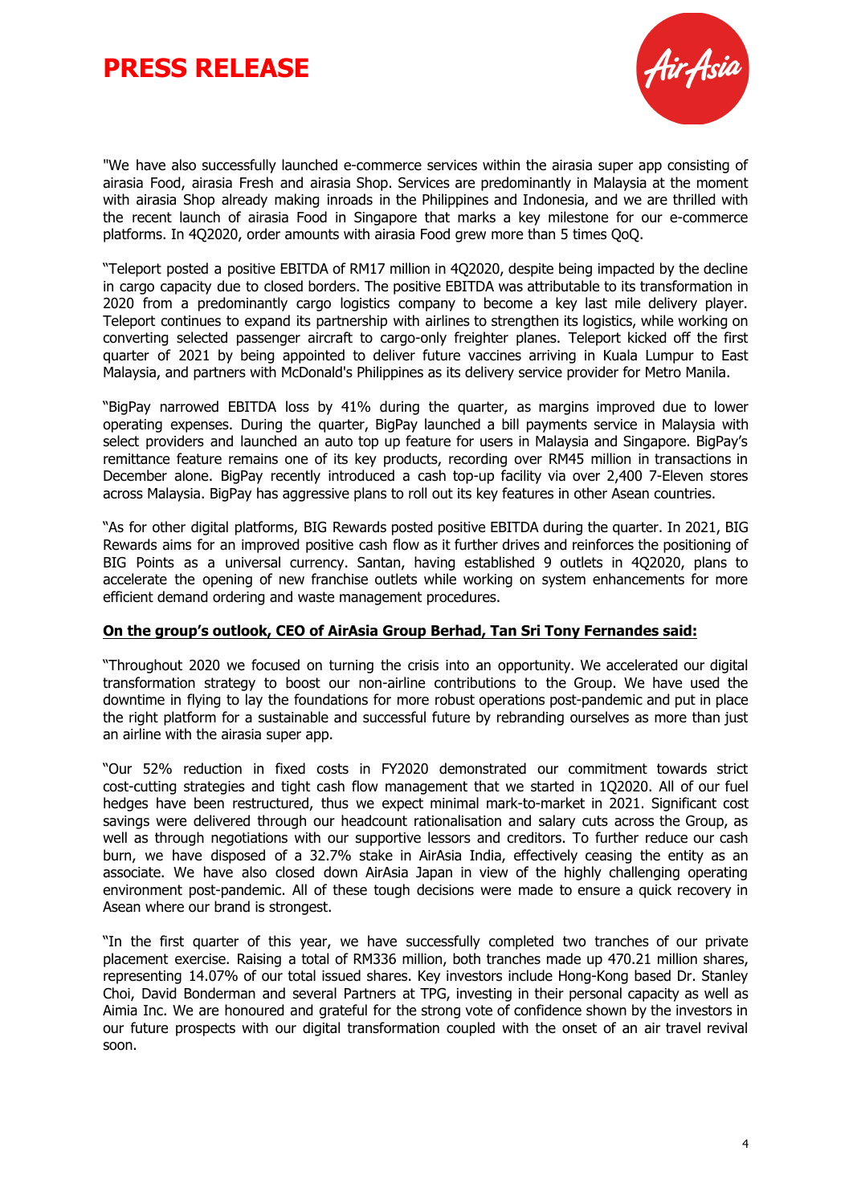"We have also successfully launched e-commerce services within the airasia super app consisting of airasia Food, airasia Fresh and airasia Shop. Services are predominantly in Malaysia at the moment with airasia Shop already making inroads in the Philippines and Indonesia, and we are thrilled with the recent launch of airasia Food in Singapore that marks a key milestone for our e-commerce platforms. In 4Q2020, order amounts with airasia Food grew more than 5 times QoQ.

"Teleport posted a positive EBITDA of RM17 million in 4Q2020, despite being impacted by the decline in cargo capacity due to closed borders. The positive EBITDA was attributable to its transformation in 2020 from a predominantly cargo logistics company to become a key last mile delivery player. Teleport continues to expand its partnership with airlines to strengthen its logistics, while working on converting selected passenger aircraft to cargo-only freighter planes. Teleport kicked off the first quarter of 2021 by being appointed to deliver future vaccines arriving in Kuala Lumpur to East Malaysia, and partners with McDonald's Philippines as its delivery service provider for Metro Manila.

"BigPay narrowed EBITDA loss by 41% during the quarter, as margins improved due to lower operating expenses. During the quarter, BigPay launched a bill payments service in Malaysia with select providers and launched an auto top up feature for users in Malaysia and Singapore. BigPay's remittance feature remains one of its key products, recording over RM45 million in transactions in December alone. BigPay recently introduced a cash top-up facility via over 2,400 7-Eleven stores across Malaysia. BigPay has aggressive plans to roll out its key features in other Asean countries.

"As for other digital platforms, BIG Rewards posted positive EBITDA during the quarter. In 2021, BIG Rewards aims for an improved positive cash flow as it further drives and reinforces the positioning of BIG Points as a universal currency. Santan, having established 9 outlets in 4Q2020, plans to accelerate the opening of new franchise outlets while working on system enhancements for more efficient demand ordering and waste management procedures.

**On the group's outlook, CEO of AirAsia Group Berhad, Tan Sri Tony Fernandes said:**

"Throughout 2020 we focused on turning the crisis into an opportunity. We accelerated our digital transformation strategy to boost our non-airline contributions to the Group. We have used the downtime in flying to lay the foundations for more robust operations post-pandemic and put in place the right platform for a sustainable and successful future by rebranding ourselves as more than just an airline with the airasia super app.

"Our 52% reduction in fixed costs in FY2020 demonstrated our commitment towards strict cost-cutting strategies and tight cash flow management that we started in 1Q2020. All of our fuel hedges have been restructured, thus we expect minimal mark-to-market in 2021. Significant cost savings were delivered through our headcount rationalisation and salary cuts across the Group, as well as through negotiations with our supportive lessors and creditors. To further reduce our cash burn, we have disposed of a 32.7% stake in AirAsia India, effectively ceasing the entity as an associate. We have also closed down AirAsia Japan in view of the highly challenging operating environment post-pandemic. All of these tough decisions were made to ensure a quick recovery in Asean where our brand is strongest.

"In the first quarter of this year, we have successfully completed two tranches of our private placement exercise. Raising a total of RM336 million, both tranches made up 470.21 million shares, representing 14.07% of our total issued shares. Key investors include Hong-Kong based Dr. Stanley Choi, David Bonderman and several Partners at TPG, investing in their personal capacity as well as Aimia Inc. We are honoured and grateful for the strong vote of confidence shown by the investors in our future prospects with our digital transformation coupled with the onset of an air travel revival soon.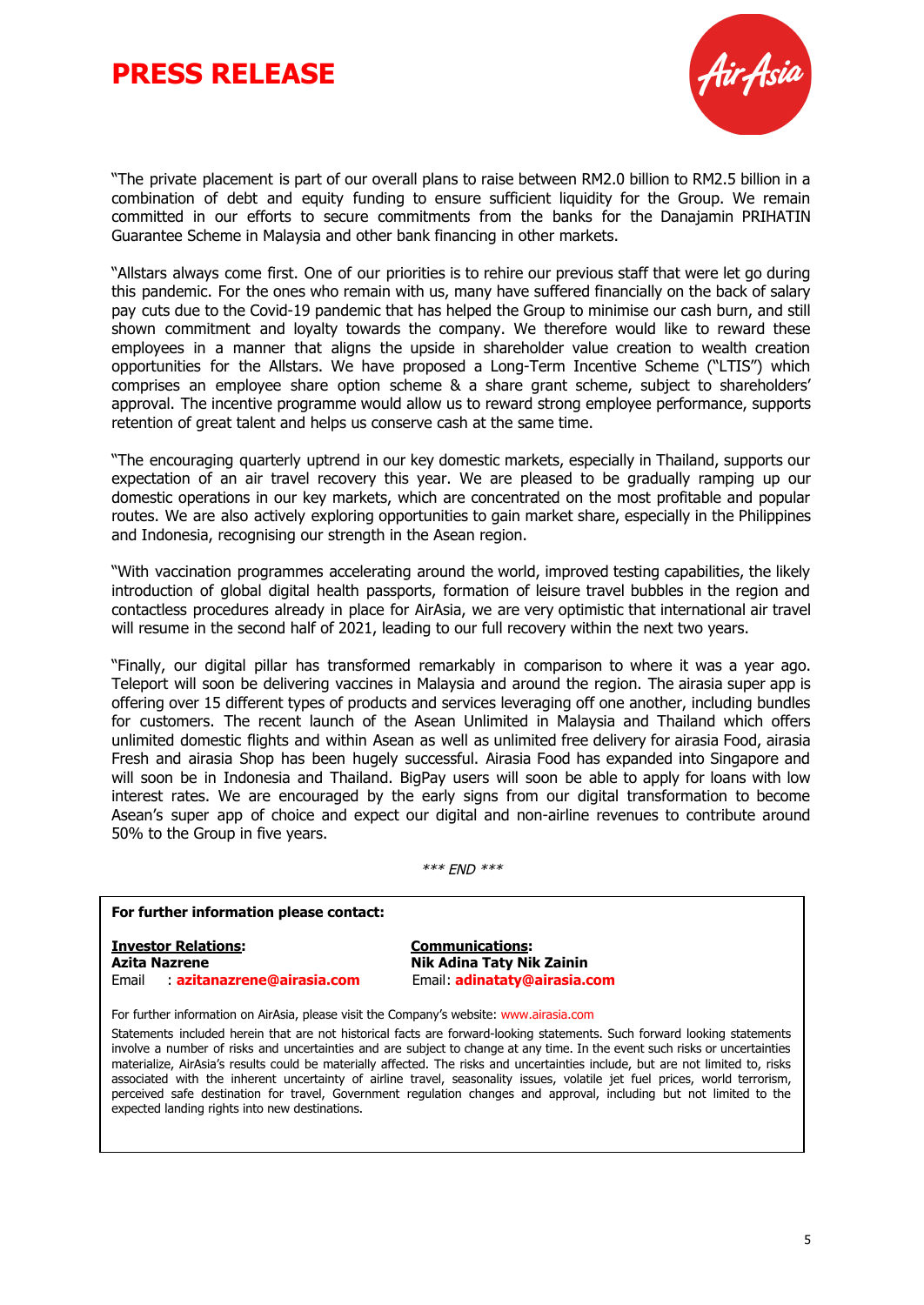"The private placement is part of our overall plans to raise between RM2.0 billion to RM2.5 billion in a combination of debt and equity funding to ensure sufficient liquidity for the Group. We remain committed in our efforts to secure commitments from the banks for the Danajamin PRIHATIN Guarantee Scheme in Malaysia and other bank financing in other markets.

"Allstars always come first. One of our priorities is to rehire our previous staff that were let go during this pandemic. For the ones who remain with us, many have suffered financially on the back of salary pay cuts due to the Covid-19 pandemic that has helped the Group to minimise our cash burn, and still shown commitment and loyalty towards the company. We therefore would like to reward these employees in a manner that aligns the upside in shareholder value creation to wealth creation opportunities for the Allstars. We have proposed a Long-Term Incentive Scheme ("LTIS") which comprises an employee share option scheme & a share grant scheme, subject to shareholders' approval. The incentive programme would allow us to reward strong employee performance, supports retention of great talent and helps us conserve cash at the same time.

"The encouraging quarterly uptrend in our key domestic markets, especially in Thailand, supports our expectation of an air travel recovery this year. We are pleased to be gradually ramping up our domestic operations in our key markets, which are concentrated on the most profitable and popular routes. We are also actively exploring opportunities to gain market share, especially in the Philippines and Indonesia, recognising our strength in the Asean region.

"With vaccination programmes accelerating around the world, improved testing capabilities, the likely introduction of global digital health passports, formation of leisure travel bubbles in the region and contactless procedures already in place for AirAsia, we are very optimistic that international air travel will resume in the second half of 2021, leading to our full recovery within the next two years.

"Finally, our digital pillar has transformed remarkably in comparison to where it was a year ago. Teleport will soon be delivering vaccines in Malaysia and around the region. The airasia super app is offering over 15 different types of products and services leveraging off one another, including bundles for customers. The recent launch of the Asean Unlimited in Malaysia and Thailand which offers unlimited domestic flights and within Asean as well as unlimited free delivery for airasia Food, airasia Fresh and airasia Shop has been hugely successful. Airasia Food has expanded into Singapore and will soon be in Indonesia and Thailand. BigPay users will soon be able to apply for loans with low interest rates. We are encouraged by the early signs from our digital transformation to become Asean's super app of choice and expect our digital and non-airline revenues to contribute around 50% to the Group in five years.

*\*\*\* END \*\*\**

**For further information please contact:**

**Investor Relations:**
**Azita Nazrene**
Email : **azitanazrene@airasia.com**

**Communications:**
**Nik Adina Taty Nik Zainin**
Email: **adinataty@airasia.com**

For further information on AirAsia, please visit the Company's website: www.airasia.com

Statements included herein that are not historical facts are forward-looking statements. Such forward looking statements involve a number of risks and uncertainties and are subject to change at any time. In the event such risks or uncertainties materialize, AirAsia's results could be materially affected. The risks and uncertainties include, but are not limited to, risks associated with the inherent uncertainty of airline travel, seasonality issues, volatile jet fuel prices, world terrorism, perceived safe destination for travel, Government regulation changes and approval, including but not limited to the expected landing rights into new destinations.